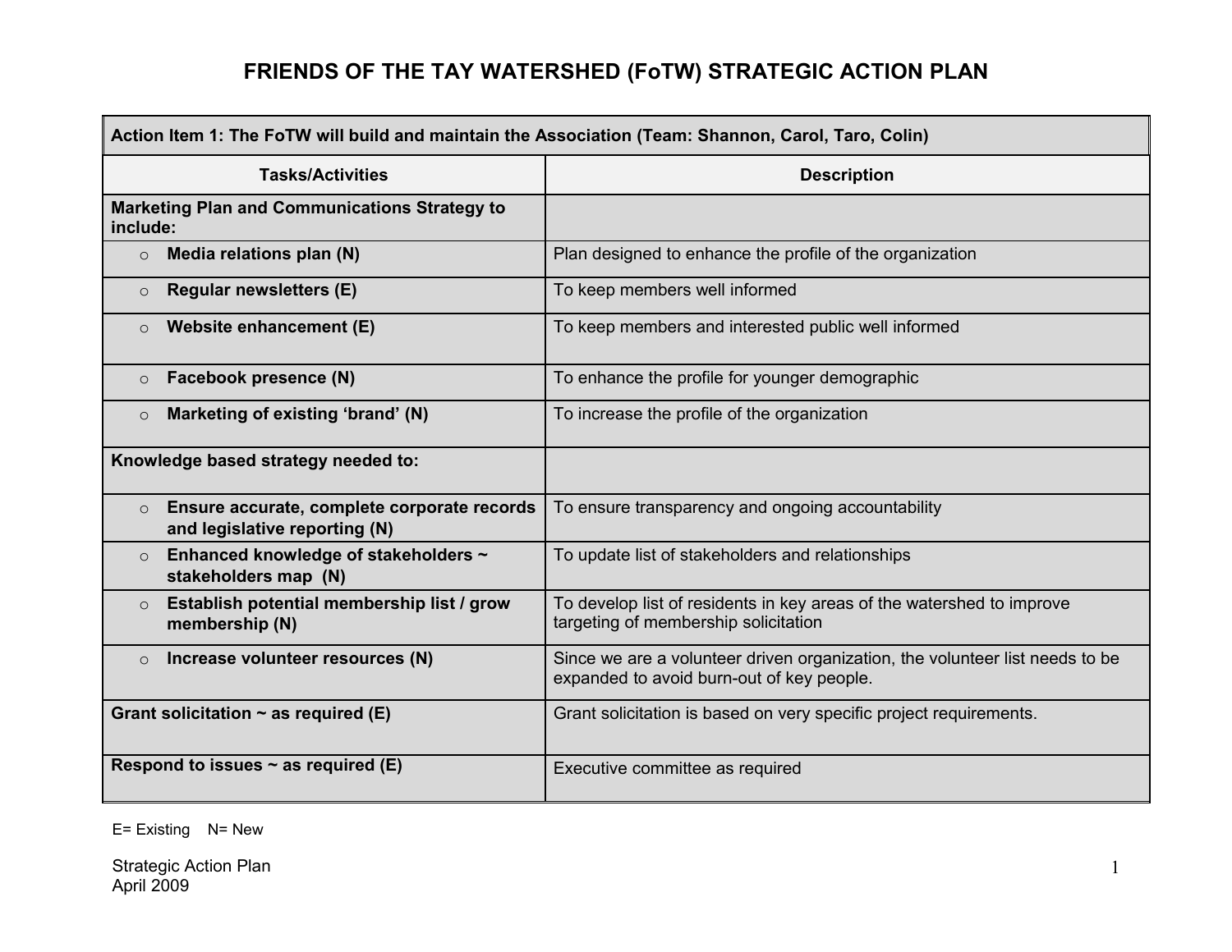# FRIENDS OF THE TAY WATERSHED (FoTW) STRATEGIC ACTION PLAN

| **Action Item 1: The FoTW will build and maintain the Association (Team: Shannon, Carol, Taro, Colin)** | |
|---|---|
| **Tasks/Activities** | **Description** |
| **Marketing Plan and Communications Strategy to include:** | |
| ○ **Media relations plan (N)** | Plan designed to enhance the profile of the organization |
| ○ **Regular newsletters (E)** | To keep members well informed |
| ○ **Website enhancement (E)** | To keep members and interested public well informed |
| ○ **Facebook presence (N)** | To enhance the profile for younger demographic |
| ○ **Marketing of existing 'brand' (N)** | To increase the profile of the organization |
| **Knowledge based strategy needed to:** | |
| ○ **Ensure accurate, complete corporate records and legislative reporting (N)** | To ensure transparency and ongoing accountability |
| ○ **Enhanced knowledge of stakeholders ~ stakeholders map (N)** | To update list of stakeholders and relationships |
| ○ **Establish potential membership list / grow membership (N)** | To develop list of residents in key areas of the watershed to improve targeting of membership solicitation |
| ○ **Increase volunteer resources (N)** | Since we are a volunteer driven organization, the volunteer list needs to be expanded to avoid burn-out of key people. |
| **Grant solicitation ~ as required (E)** | Grant solicitation is based on very specific project requirements. |
| **Respond to issues ~ as required (E)** | Executive committee as required |

E= Existing N= New

Strategic Action Plan
April 2009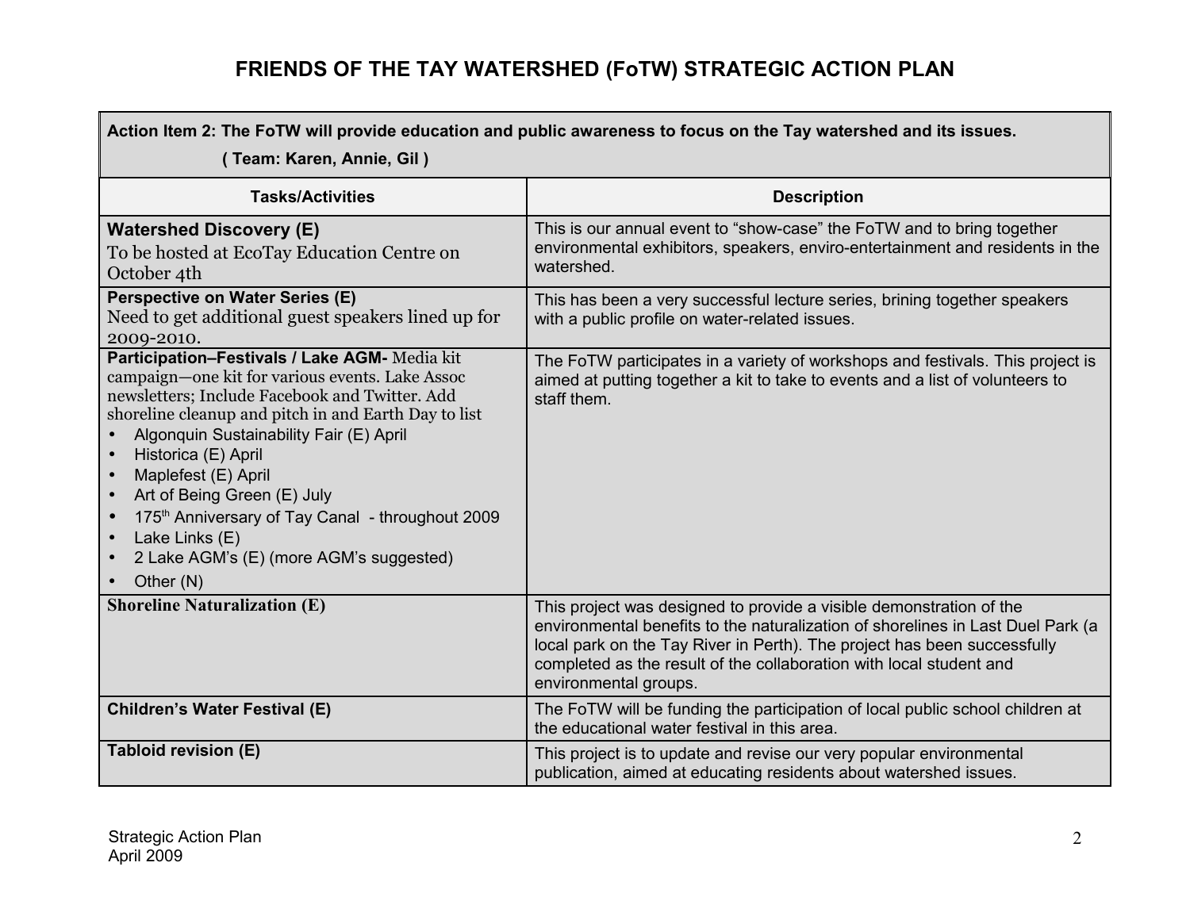# FRIENDS OF THE TAY WATERSHED (FoTW) STRATEGIC ACTION PLAN

**Action Item 2: The FoTW will provide education and public awareness to focus on the Tay watershed and its issues.**
**( Team: Karen, Annie, Gil )**

| Tasks/Activities | Description |
|---|---|
| **Watershed Discovery (E)** To be hosted at EcoTay Education Centre on October 4th | This is our annual event to "show-case" the FoTW and to bring together environmental exhibitors, speakers, enviro-entertainment and residents in the watershed. |
| **Perspective on Water Series (E)** Need to get additional guest speakers lined up for 2009-2010. | This has been a very successful lecture series, brining together speakers with a public profile on water-related issues. |
| **Participation–Festivals / Lake AGM-** Media kit campaign—one kit for various events. Lake Assoc newsletters; Include Facebook and Twitter. Add shoreline cleanup and pitch in and Earth Day to list<br>• Algonquin Sustainability Fair (E) April<br>• Historica (E) April<br>• Maplefest (E) April<br>• Art of Being Green (E) July<br>• 175th Anniversary of Tay Canal - throughout 2009<br>• Lake Links (E)<br>• 2 Lake AGM's (E) (more AGM's suggested)<br>• Other (N) | The FoTW participates in a variety of workshops and festivals. This project is aimed at putting together a kit to take to events and a list of volunteers to staff them. |
| **Shoreline Naturalization (E)** | This project was designed to provide a visible demonstration of the environmental benefits to the naturalization of shorelines in Last Duel Park (a local park on the Tay River in Perth). The project has been successfully completed as the result of the collaboration with local student and environmental groups. |
| **Children's Water Festival (E)** | The FoTW will be funding the participation of local public school children at the educational water festival in this area. |
| **Tabloid revision (E)** | This project is to update and revise our very popular environmental publication, aimed at educating residents about watershed issues. |

Strategic Action Plan
April 2009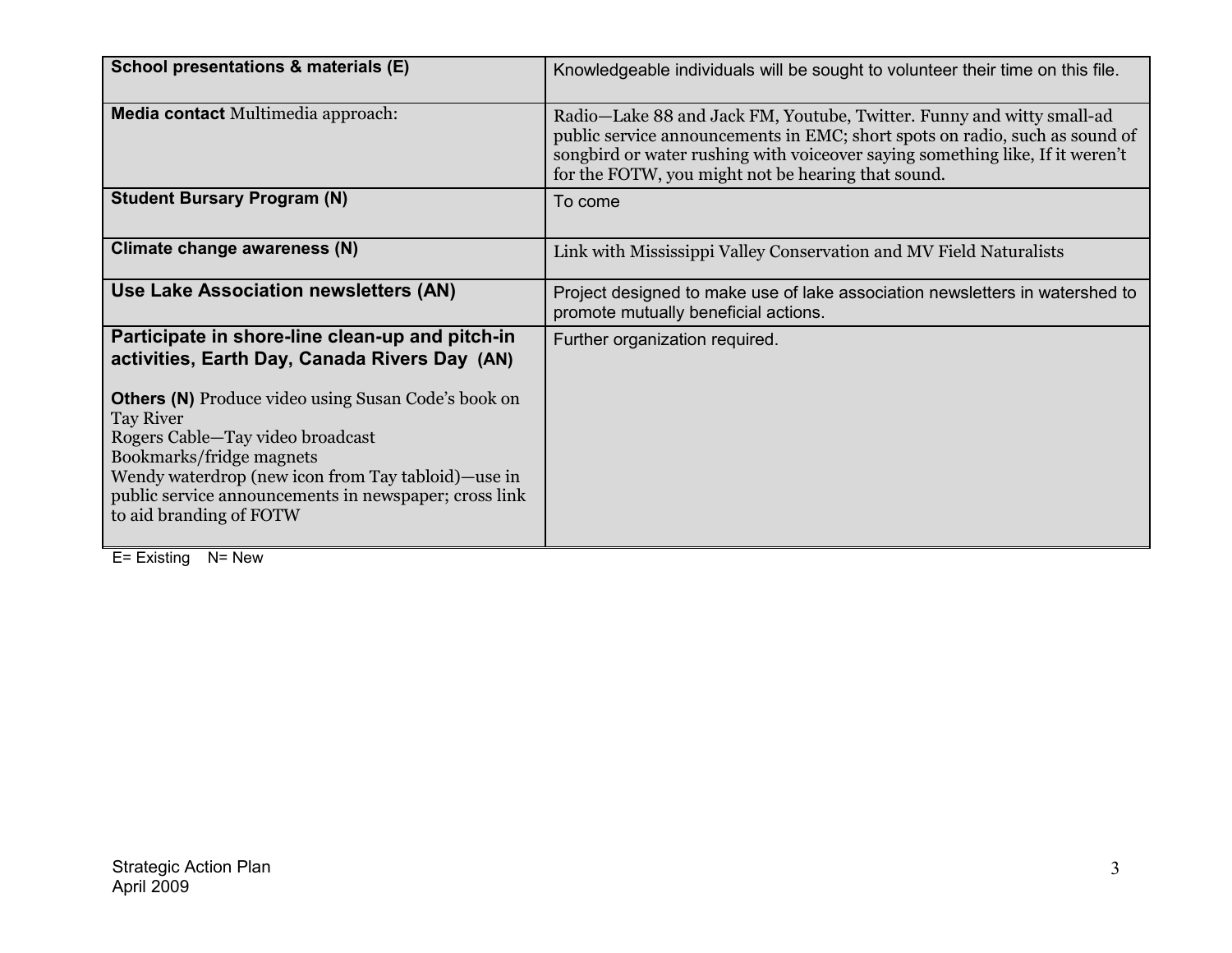| | |
|---|---|
| **School presentations & materials (E)** | Knowledgeable individuals will be sought to volunteer their time on this file. |
| **Media contact** Multimedia approach: | Radio—Lake 88 and Jack FM, Youtube, Twitter. Funny and witty small-ad public service announcements in EMC; short spots on radio, such as sound of songbird or water rushing with voiceover saying something like, If it weren't for the FOTW, you might not be hearing that sound. |
| **Student Bursary Program (N)** | To come |
| **Climate change awareness (N)** | Link with Mississippi Valley Conservation and MV Field Naturalists |
| **Use Lake Association newsletters (AN)** | Project designed to make use of lake association newsletters in watershed to promote mutually beneficial actions. |
| **Participate in shore-line clean-up and pitch-in activities, Earth Day, Canada Rivers Day (AN)**<br><br>**Others (N)** Produce video using Susan Code's book on Tay River<br>Rogers Cable—Tay video broadcast<br>Bookmarks/fridge magnets<br>Wendy waterdrop (new icon from Tay tabloid)—use in public service announcements in newspaper; cross link to aid branding of FOTW | Further organization required. |

E= Existing N= New

Strategic Action Plan
April 2009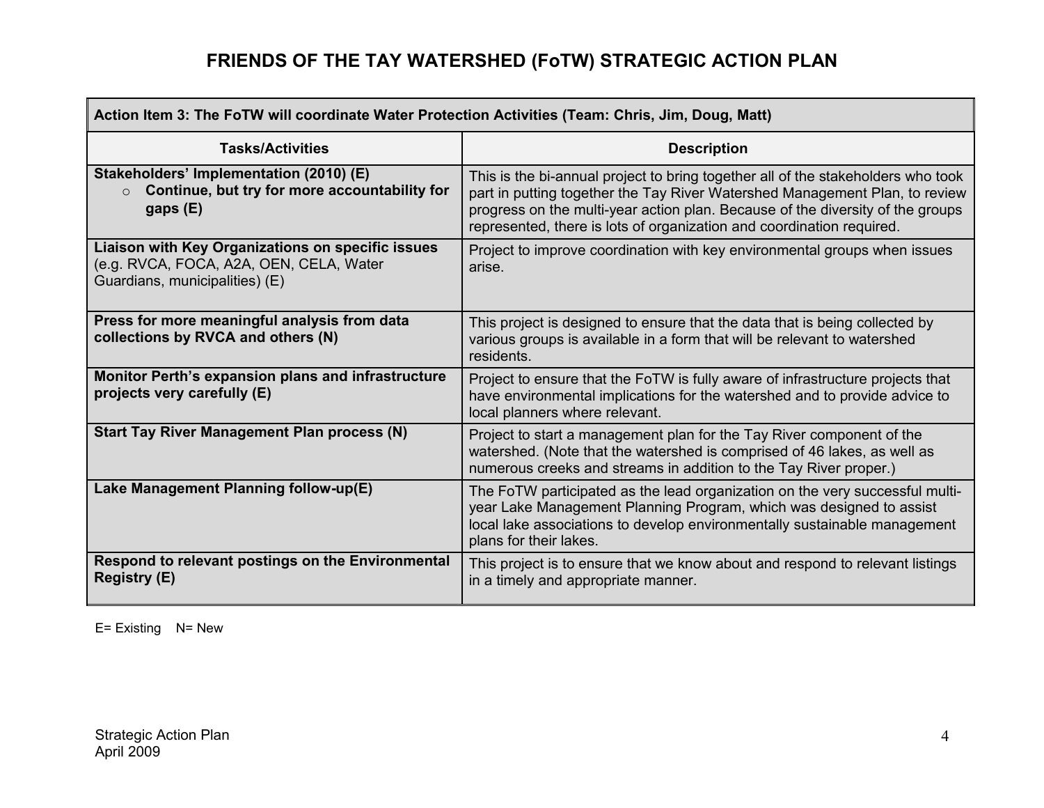# FRIENDS OF THE TAY WATERSHED (FoTW) STRATEGIC ACTION PLAN

| **Action Item 3: The FoTW will coordinate Water Protection Activities (Team: Chris, Jim, Doug, Matt)** | |
|---|---|
| **Tasks/Activities** | **Description** |
| **Stakeholders' Implementation (2010) (E)**<br>○ **Continue, but try for more accountability for gaps (E)** | This is the bi-annual project to bring together all of the stakeholders who took part in putting together the Tay River Watershed Management Plan, to review progress on the multi-year action plan. Because of the diversity of the groups represented, there is lots of organization and coordination required. |
| **Liaison with Key Organizations on specific issues** (e.g. RVCA, FOCA, A2A, OEN, CELA, Water Guardians, municipalities) (E) | Project to improve coordination with key environmental groups when issues arise. |
| **Press for more meaningful analysis from data collections by RVCA and others (N)** | This project is designed to ensure that the data that is being collected by various groups is available in a form that will be relevant to watershed residents. |
| **Monitor Perth's expansion plans and infrastructure projects very carefully (E)** | Project to ensure that the FoTW is fully aware of infrastructure projects that have environmental implications for the watershed and to provide advice to local planners where relevant. |
| **Start Tay River Management Plan process (N)** | Project to start a management plan for the Tay River component of the watershed. (Note that the watershed is comprised of 46 lakes, as well as numerous creeks and streams in addition to the Tay River proper.) |
| **Lake Management Planning follow-up(E)** | The FoTW participated as the lead organization on the very successful multi-year Lake Management Planning Program, which was designed to assist local lake associations to develop environmentally sustainable management plans for their lakes. |
| **Respond to relevant postings on the Environmental Registry (E)** | This project is to ensure that we know about and respond to relevant listings in a timely and appropriate manner. |

E= Existing N= New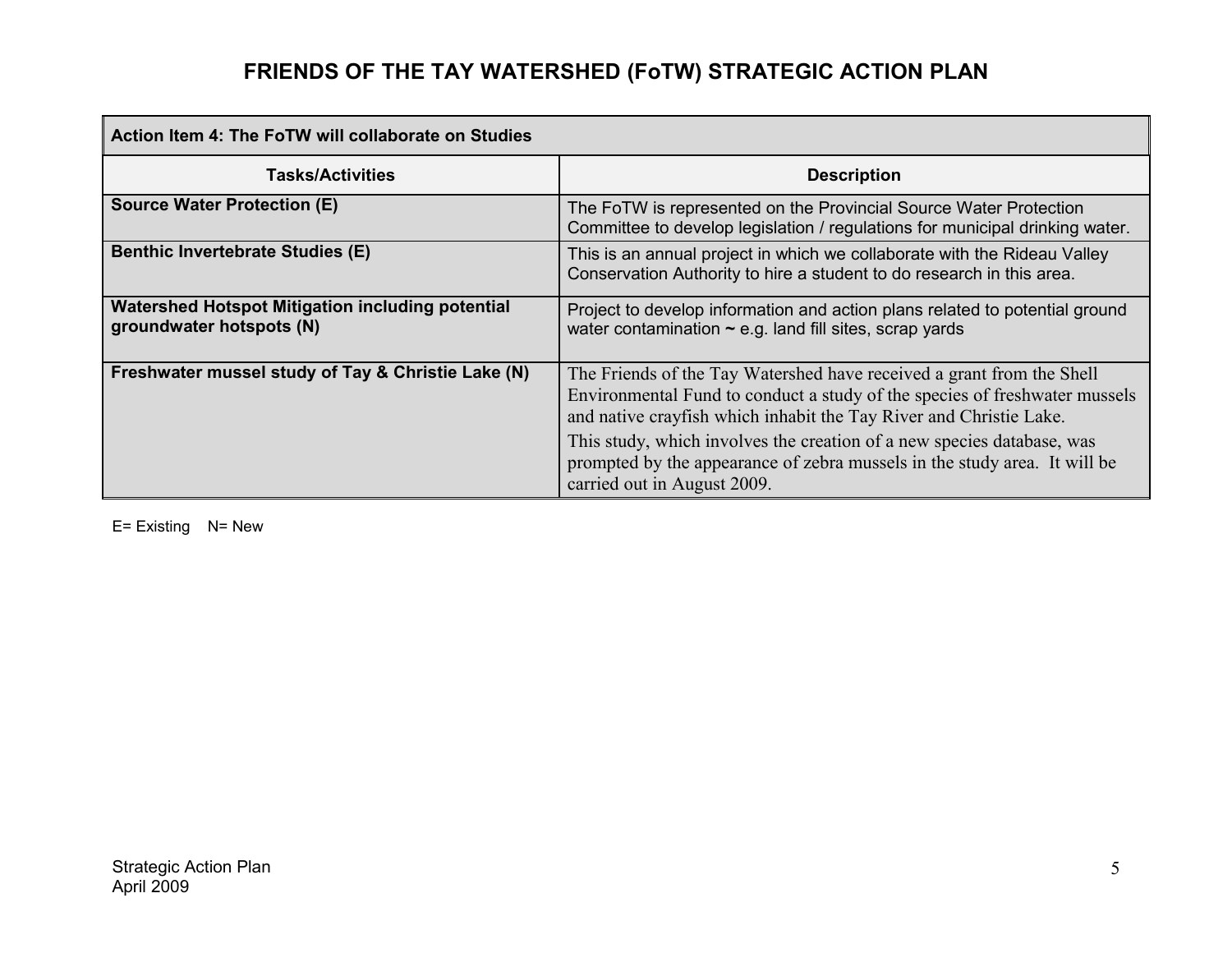# FRIENDS OF THE TAY WATERSHED (FoTW) STRATEGIC ACTION PLAN

| Action Item 4: The FoTW will collaborate on Studies | |
|---|---|
| **Tasks/Activities** | **Description** |
| **Source Water Protection (E)** | The FoTW is represented on the Provincial Source Water Protection Committee to develop legislation / regulations for municipal drinking water. |
| **Benthic Invertebrate Studies (E)** | This is an annual project in which we collaborate with the Rideau Valley Conservation Authority to hire a student to do research in this area. |
| **Watershed Hotspot Mitigation including potential groundwater hotspots (N)** | Project to develop information and action plans related to potential ground water contamination ~ e.g. land fill sites, scrap yards |
| **Freshwater mussel study of Tay & Christie Lake (N)** | The Friends of the Tay Watershed have received a grant from the Shell Environmental Fund to conduct a study of the species of freshwater mussels and native crayfish which inhabit the Tay River and Christie Lake. This study, which involves the creation of a new species database, was prompted by the appearance of zebra mussels in the study area. It will be carried out in August 2009. |

E= Existing N= New

Strategic Action Plan
April 2009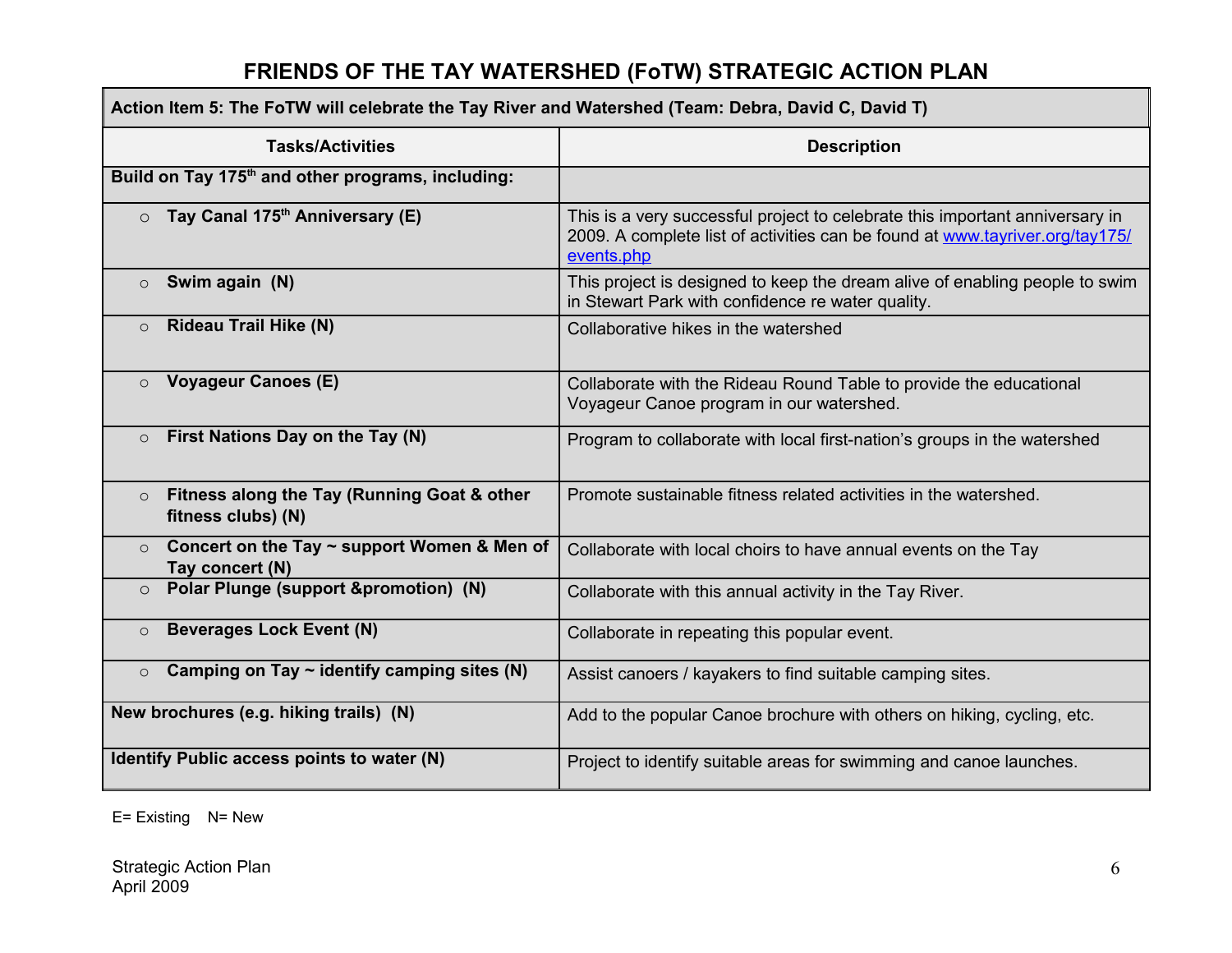# FRIENDS OF THE TAY WATERSHED (FoTW) STRATEGIC ACTION PLAN

| Action Item 5: The FoTW will celebrate the Tay River and Watershed (Team: Debra, David C, David T) | |
|---|---|
| **Tasks/Activities** | **Description** |
| **Build on Tay 175th and other programs, including:** | |
| ○ **Tay Canal 175th Anniversary (E)** | This is a very successful project to celebrate this important anniversary in 2009. A complete list of activities can be found at [www.tayriver.org/tay175/events.php](www.tayriver.org/tay175/events.php) |
| ○ **Swim again (N)** | This project is designed to keep the dream alive of enabling people to swim in Stewart Park with confidence re water quality. |
| ○ **Rideau Trail Hike (N)** | Collaborative hikes in the watershed |
| ○ **Voyageur Canoes (E)** | Collaborate with the Rideau Round Table to provide the educational Voyageur Canoe program in our watershed. |
| ○ **First Nations Day on the Tay (N)** | Program to collaborate with local first-nation's groups in the watershed |
| ○ **Fitness along the Tay (Running Goat & other fitness clubs) (N)** | Promote sustainable fitness related activities in the watershed. |
| ○ **Concert on the Tay ~ support Women & Men of Tay concert (N)** | Collaborate with local choirs to have annual events on the Tay |
| ○ **Polar Plunge (support &promotion) (N)** | Collaborate with this annual activity in the Tay River. |
| ○ **Beverages Lock Event (N)** | Collaborate in repeating this popular event. |
| ○ **Camping on Tay ~ identify camping sites (N)** | Assist canoers / kayakers to find suitable camping sites. |
| **New brochures (e.g. hiking trails) (N)** | Add to the popular Canoe brochure with others on hiking, cycling, etc. |
| **Identify Public access points to water (N)** | Project to identify suitable areas for swimming and canoe launches. |

E= Existing N= New

Strategic Action Plan
April 2009